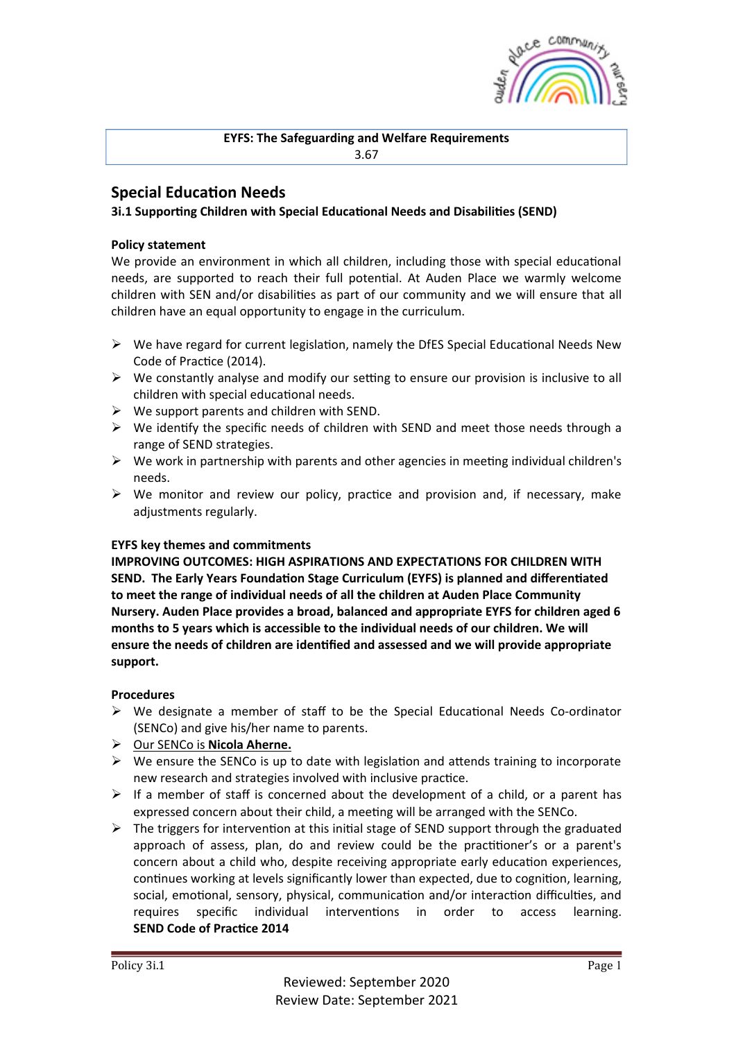**EYFS: The Safeguarding and Welfare Requirements**
3.67

## Special Education Needs

### 3i.1 Supporting Children with Special Educational Needs and Disabilities (SEND)

**Policy statement**

We provide an environment in which all children, including those with special educational needs, are supported to reach their full potential. At Auden Place we warmly welcome children with SEN and/or disabilities as part of our community and we will ensure that all children have an equal opportunity to engage in the curriculum.

- We have regard for current legislation, namely the DfES Special Educational Needs New Code of Practice (2014).
- We constantly analyse and modify our setting to ensure our provision is inclusive to all children with special educational needs.
- We support parents and children with SEND.
- We identify the specific needs of children with SEND and meet those needs through a range of SEND strategies.
- We work in partnership with parents and other agencies in meeting individual children's needs.
- We monitor and review our policy, practice and provision and, if necessary, make adjustments regularly.

**EYFS key themes and commitments**

**IMPROVING OUTCOMES: HIGH ASPIRATIONS AND EXPECTATIONS FOR CHILDREN WITH SEND. The Early Years Foundation Stage Curriculum (EYFS) is planned and differentiated to meet the range of individual needs of all the children at Auden Place Community Nursery. Auden Place provides a broad, balanced and appropriate EYFS for children aged 6 months to 5 years which is accessible to the individual needs of our children. We will ensure the needs of children are identified and assessed and we will provide appropriate support.**

**Procedures**

- We designate a member of staff to be the Special Educational Needs Co-ordinator (SENCo) and give his/her name to parents.
- Our SENCo is **Nicola Aherne.**
- We ensure the SENCo is up to date with legislation and attends training to incorporate new research and strategies involved with inclusive practice.
- If a member of staff is concerned about the development of a child, or a parent has expressed concern about their child, a meeting will be arranged with the SENCo.
- The triggers for intervention at this initial stage of SEND support through the graduated approach of assess, plan, do and review could be the practitioner's or a parent's concern about a child who, despite receiving appropriate early education experiences, continues working at levels significantly lower than expected, due to cognition, learning, social, emotional, sensory, physical, communication and/or interaction difficulties, and requires specific individual interventions in order to access learning. **SEND Code of Practice 2014**

Reviewed: September 2020
Review Date: September 2021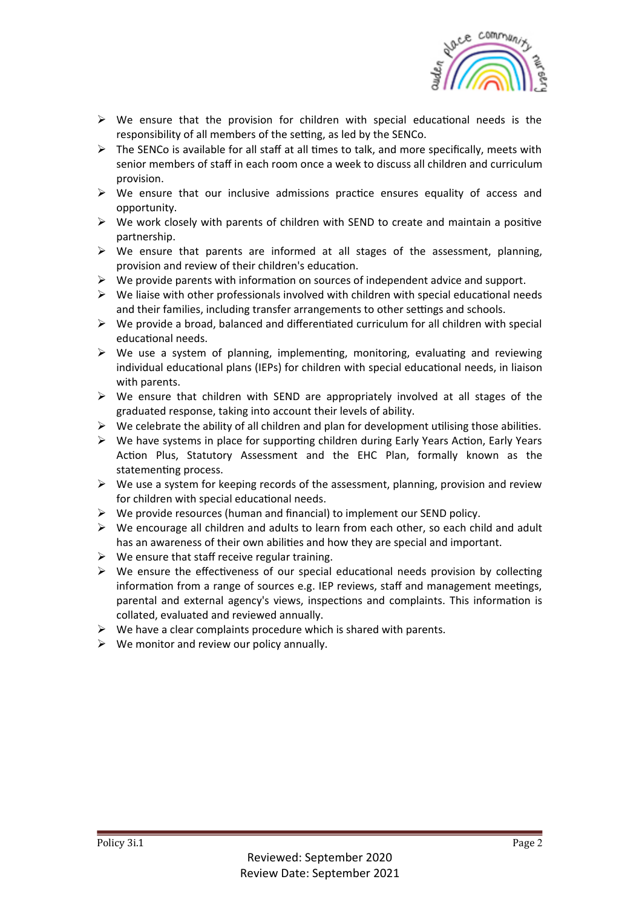- We ensure that the provision for children with special educational needs is the responsibility of all members of the setting, as led by the SENCo.
- The SENCo is available for all staff at all times to talk, and more specifically, meets with senior members of staff in each room once a week to discuss all children and curriculum provision.
- We ensure that our inclusive admissions practice ensures equality of access and opportunity.
- We work closely with parents of children with SEND to create and maintain a positive partnership.
- We ensure that parents are informed at all stages of the assessment, planning, provision and review of their children's education.
- We provide parents with information on sources of independent advice and support.
- We liaise with other professionals involved with children with special educational needs and their families, including transfer arrangements to other settings and schools.
- We provide a broad, balanced and differentiated curriculum for all children with special educational needs.
- We use a system of planning, implementing, monitoring, evaluating and reviewing individual educational plans (IEPs) for children with special educational needs, in liaison with parents.
- We ensure that children with SEND are appropriately involved at all stages of the graduated response, taking into account their levels of ability.
- We celebrate the ability of all children and plan for development utilising those abilities.
- We have systems in place for supporting children during Early Years Action, Early Years Action Plus, Statutory Assessment and the EHC Plan, formally known as the statementing process.
- We use a system for keeping records of the assessment, planning, provision and review for children with special educational needs.
- We provide resources (human and financial) to implement our SEND policy.
- We encourage all children and adults to learn from each other, so each child and adult has an awareness of their own abilities and how they are special and important.
- We ensure that staff receive regular training.
- We ensure the effectiveness of our special educational needs provision by collecting information from a range of sources e.g. IEP reviews, staff and management meetings, parental and external agency's views, inspections and complaints. This information is collated, evaluated and reviewed annually.
- We have a clear complaints procedure which is shared with parents.
- We monitor and review our policy annually.

Policy 3i.1

Reviewed: September 2020
Review Date: September 2021